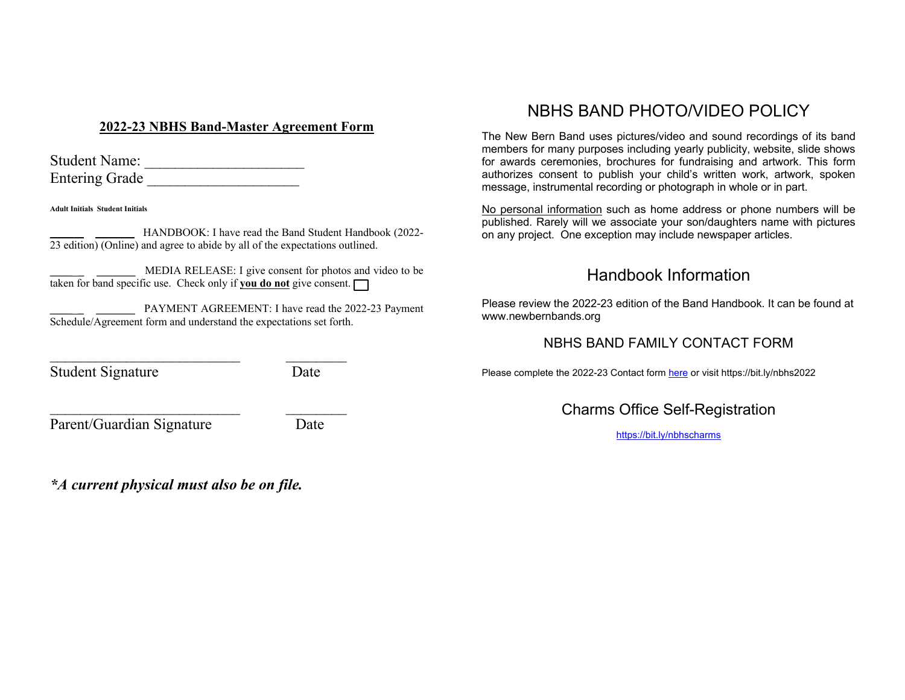## 2022-23 NBHS Band-Master Agreement Form

Student Name: _____________________

Entering Grade ____________________

**Adult Initials Student Initials**

______ _______ HANDBOOK: I have read the Band Student Handbook (2022-23 edition) (Online) and agree to abide by all of the expectations outlined.

______ _______ MEDIA RELEASE: I give consent for photos and video to be taken for band specific use. Check only if **you do not** give consent. ☐

______ _______ PAYMENT AGREEMENT: I have read the 2022-23 Payment Schedule/Agreement form and understand the expectations set forth.

___________________________ ________

Student Signature Date

___________________________ ________

Parent/Guardian Signature Date

***A current physical must also be on file.**

# NBHS BAND PHOTO/VIDEO POLICY

The New Bern Band uses pictures/video and sound recordings of its band members for many purposes including yearly publicity, website, slide shows for awards ceremonies, brochures for fundraising and artwork. This form authorizes consent to publish your child's written work, artwork, spoken message, instrumental recording or photograph in whole or in part.

No personal information such as home address or phone numbers will be published. Rarely will we associate your son/daughters name with pictures on any project. One exception may include newspaper articles.

# Handbook Information

Please review the 2022-23 edition of the Band Handbook. It can be found at www.newbernbands.org

## NBHS BAND FAMILY CONTACT FORM

Please complete the 2022-23 Contact form here or visit https://bit.ly/nbhs2022

# Charms Office Self-Registration

https://bit.ly/nbhscharms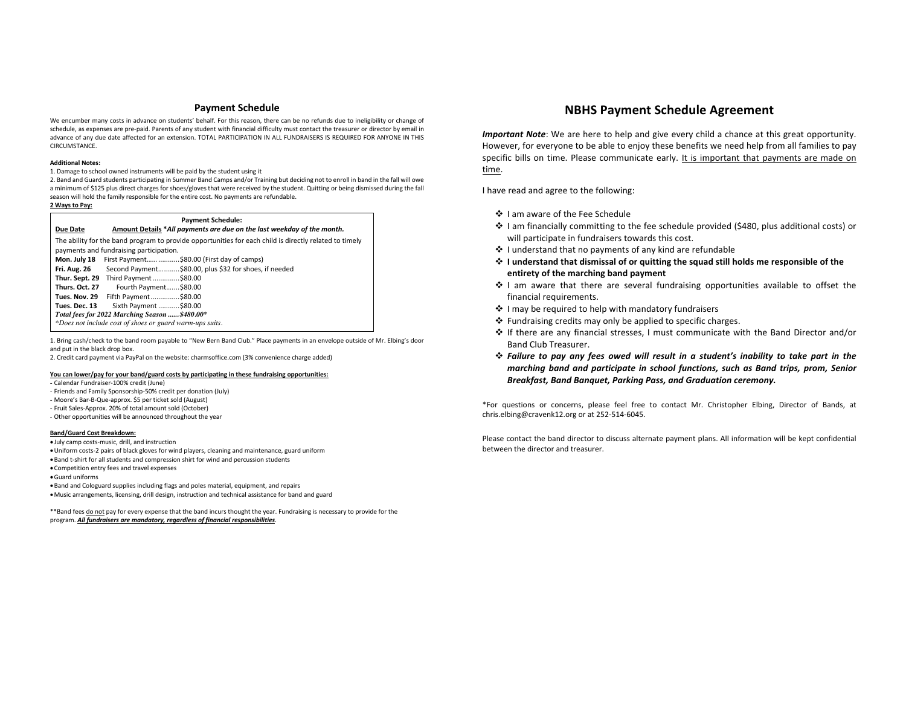## Payment Schedule

We encumber many costs in advance on students' behalf. For this reason, there can be no refunds due to ineligibility or change of schedule, as expenses are pre-paid. Parents of any student with financial difficulty must contact the treasurer or director by email in advance of any due date affected for an extension. TOTAL PARTICIPATION IN ALL FUNDRAISERS IS REQUIRED FOR ANYONE IN THIS CIRCUMSTANCE.

**Additional Notes:**

1. Damage to school owned instruments will be paid by the student using it
2. Band and Guard students participating in Summer Band Camps and/or Training but deciding not to enroll in band in the fall will owe a minimum of $125 plus direct charges for shoes/gloves that were received by the student. Quitting or being dismissed during the fall season will hold the family responsible for the entire cost. No payments are refundable.

**2 Ways to Pay:**

**Payment Schedule:**

| Due Date | Amount Details *All payments are due on the last weekday of the month. |
|---|---|
| | The ability for the band program to provide opportunities for each child is directly related to timely payments and fundraising participation. |
| **Mon. July 18** | First Payment…… ...........$80.00 (First day of camps) |
| **Fri. Aug. 26** | Second Payment...........$80.00, plus $32 for shoes, if needed |
| **Thur. Sept. 29** | Third Payment ..............$80.00 |
| **Thurs. Oct. 27** | Fourth Payment.......$80.00 |
| **Tues. Nov. 29** | Fifth Payment...............$80.00 |
| **Tues. Dec. 13** | Sixth Payment ...........$80.00 |

***Total fees for 2022 Marching Season ......$480.00****

**Does not include cost of shoes or guard warm-ups suits.*

1. Bring cash/check to the band room payable to "New Bern Band Club." Place payments in an envelope outside of Mr. Elbing's door and put in the black drop box.
2. Credit card payment via PayPal on the website: charmsoffice.com (3% convenience charge added)

**You can lower/pay for your band/guard costs by participating in these fundraising opportunities:**

- Calendar Fundraiser-100% credit (June)
- Friends and Family Sponsorship-50% credit per donation (July)
- Moore's Bar-B-Que-approx. $5 per ticket sold (August)
- Fruit Sales-Approx. 20% of total amount sold (October)
- Other opportunities will be announced throughout the year

**Band/Guard Cost Breakdown:**

- July camp costs-music, drill, and instruction
- Uniform costs-2 pairs of black gloves for wind players, cleaning and maintenance, guard uniform
- Band t-shirt for all students and compression shirt for wind and percussion students
- Competition entry fees and travel expenses
- Guard uniforms
- Band and Cologuard supplies including flags and poles material, equipment, and repairs
- Music arrangements, licensing, drill design, instruction and technical assistance for band and guard

**Band fees do not pay for every expense that the band incurs thought the year. Fundraising is necessary to provide for the program. ***All fundraisers are mandatory, regardless of financial responsibilities***.

## NBHS Payment Schedule Agreement

***Important Note***: We are here to help and give every child a chance at this great opportunity. However, for everyone to be able to enjoy these benefits we need help from all families to pay specific bills on time. Please communicate early. It is important that payments are made on time.

I have read and agree to the following:

- I am aware of the Fee Schedule
- I am financially committing to the fee schedule provided ($480, plus additional costs) or will participate in fundraisers towards this cost.
- I understand that no payments of any kind are refundable
- **I understand that dismissal of or quitting the squad still holds me responsible of the entirety of the marching band payment**
- I am aware that there are several fundraising opportunities available to offset the financial requirements.
- I may be required to help with mandatory fundraisers
- Fundraising credits may only be applied to specific charges.
- If there are any financial stresses, I must communicate with the Band Director and/or Band Club Treasurer.
- ***Failure to pay any fees owed will result in a student's inability to take part in the marching band and participate in school functions, such as Band trips, prom, Senior Breakfast, Band Banquet, Parking Pass, and Graduation ceremony.***

*For questions or concerns, please feel free to contact Mr. Christopher Elbing, Director of Bands, at chris.elbing@cravenk12.org or at 252-514-6045.

Please contact the band director to discuss alternate payment plans. All information will be kept confidential between the director and treasurer.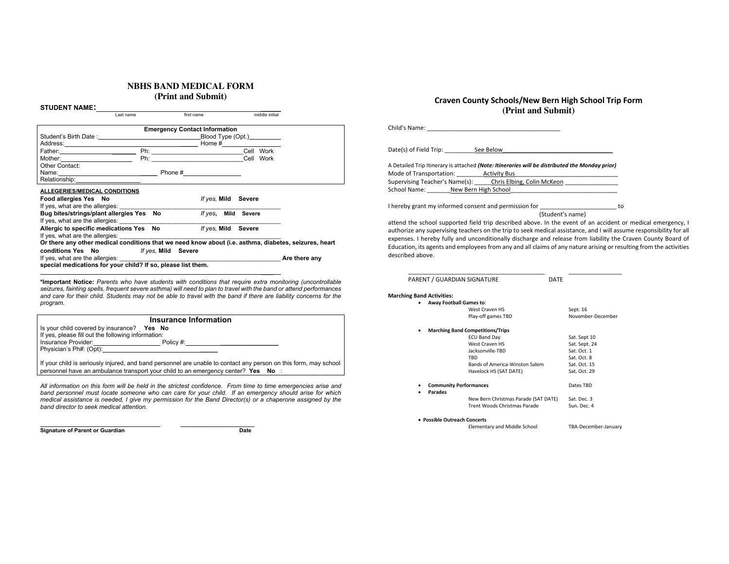# NBHS BAND MEDICAL FORM
## (Print and Submit)

**STUDENT NAME:** ______________________________________________ ____

Last name first name middle initial

**Emergency Contact Information**

Student's Birth Date : ______________________________ Blood Type (Opt.) _________

Address: ______________________________________ Home # _______________

Father: _______________________ Ph: ___________________________ Cell Work

Mother: _______________________ Ph: ___________________________ Cell Work

Other Contact:

Name: ___________________________ Phone # ________________

Relationship: ___________________

**ALLEGERIES/MEDICAL CONDITIONS**

**Food allergies Yes No** *If yes,* **Mild Severe**

If yes, what are the allergies: ______________________________________________

**Bug bites/strings/plant allergies Yes No** *If yes,* **Mild Severe**

If yes, what are the allergies: ______________________________________________

**Allergic to specific medications Yes No** *If yes,* **Mild Severe**

If yes, what are the allergies: ______________________________________________

**Or there any other medical conditions that we need know about (i.e. asthma, diabetes, seizures, heart conditions Yes No** *If yes,* **Mild Severe**

If yes, what are the allergies: ______________________________________________ **Are there any special medications for your child? If so, please list them.**

______________________________________________________________________

***Important Notice:** *Parents who have students with conditions that require extra monitoring (uncontrollable seizures, fainting spells, frequent severe asthma) will need to plan to travel with the band or attend performances and care for their child. Students may not be able to travel with the band if there are liability concerns for the program.*

**Insurance Information**

Is your child covered by insurance? **Yes No**

If yes, please fill out the following information:

Insurance Provider: __________________ Policy #: ____________________

Physician's Ph#: (Opt): ______________________________

If your child is seriously injured, and band personnel are unable to contact any person on this form, may school personnel have an ambulance transport your child to an emergency center? **Yes No**

*All information on this form will be held in the strictest confidence. From time to time emergencies arise and band personnel must locate someone who can care for your child. If an emergency should arise for which medical assistance is needed, I give my permission for the Band Director(s) or a chaperone assigned by the band director to seek medical attention.*

______________________________ ______________________

**Signature of Parent or Guardian** **Date**

# Craven County Schools/New Bern High School Trip Form
## (Print and Submit)

Child's Name: ________________________________________

Date(s) of Field Trip: _________See Below_______________________________

A Detailed Trip Itinerary is attached ***(Note: Itineraries will be distributed the Monday prior)***

Mode of Transportation: ________Activity Bus_______________________________

Supervising Teacher's Name(s): _____Chris Elbing, Colin McKeon _______________

School Name: _______New Bern High School_______________________________

I hereby grant my informed consent and permission for ______________________ to
(Student's name)
attend the school supported field trip described above. In the event of an accident or medical emergency, I authorize any supervising teachers on the trip to seek medical assistance, and I will assume responsibility for all expenses. I hereby fully and unconditionally discharge and release from liability the Craven County Board of Education, its agents and employees from any and all claims of any nature arising or resulting from the activities described above.

________________________________________ _______________

PARENT / GUARDIAN SIGNATURE DATE

**Marching Band Activities:**

- **Away Football Games to**:

| | |
|---|---|
| West Craven HS | Sept. 16 |
| Play-off games TBD | November-December |

- **Marching Band Competitions/Trips**

| | |
|---|---|
| ECU Band Day | Sat. Sept 10 |
| West Craven HS | Sat. Sept. 24 |
| Jacksonville-TBD | Sat. Oct. 1 |
| TBD | Sat. Oct. 8 |
| Bands of America-Winston Salem | Sat. Oct. 15 |
| Havelock HS (SAT DATE) | Sat. Oct. 29 |

- **Community Performances** Dates TBD
- **Parades**

| | |
|---|---|
| New Bern Christmas Parade (SAT DATE) | Sat. Dec. 3 |
| Trent Woods Christmas Parade | Sun. Dec. 4 |

- **Possible Outreach Concerts**

| | |
|---|---|
| Elementary and Middle School | TBA-December-January |